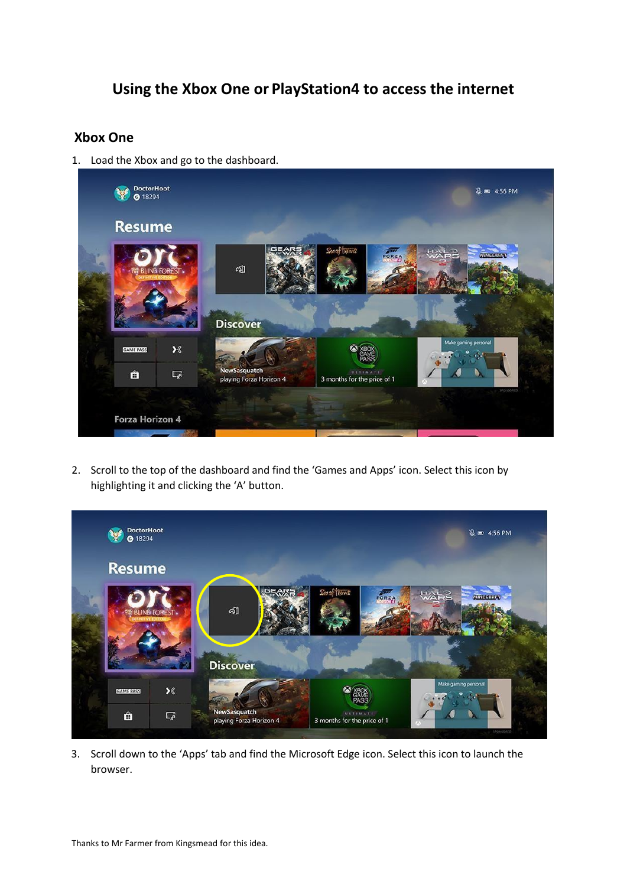# Using the Xbox One or PlayStation4 to access the internet

## Xbox One

1. Load the Xbox and go to the dashboard.

2. Scroll to the top of the dashboard and find the 'Games and Apps' icon. Select this icon by highlighting it and clicking the 'A' button.

3. Scroll down to the 'Apps' tab and find the Microsoft Edge icon. Select this icon to launch the browser.

Thanks to Mr Farmer from Kingsmead for this idea.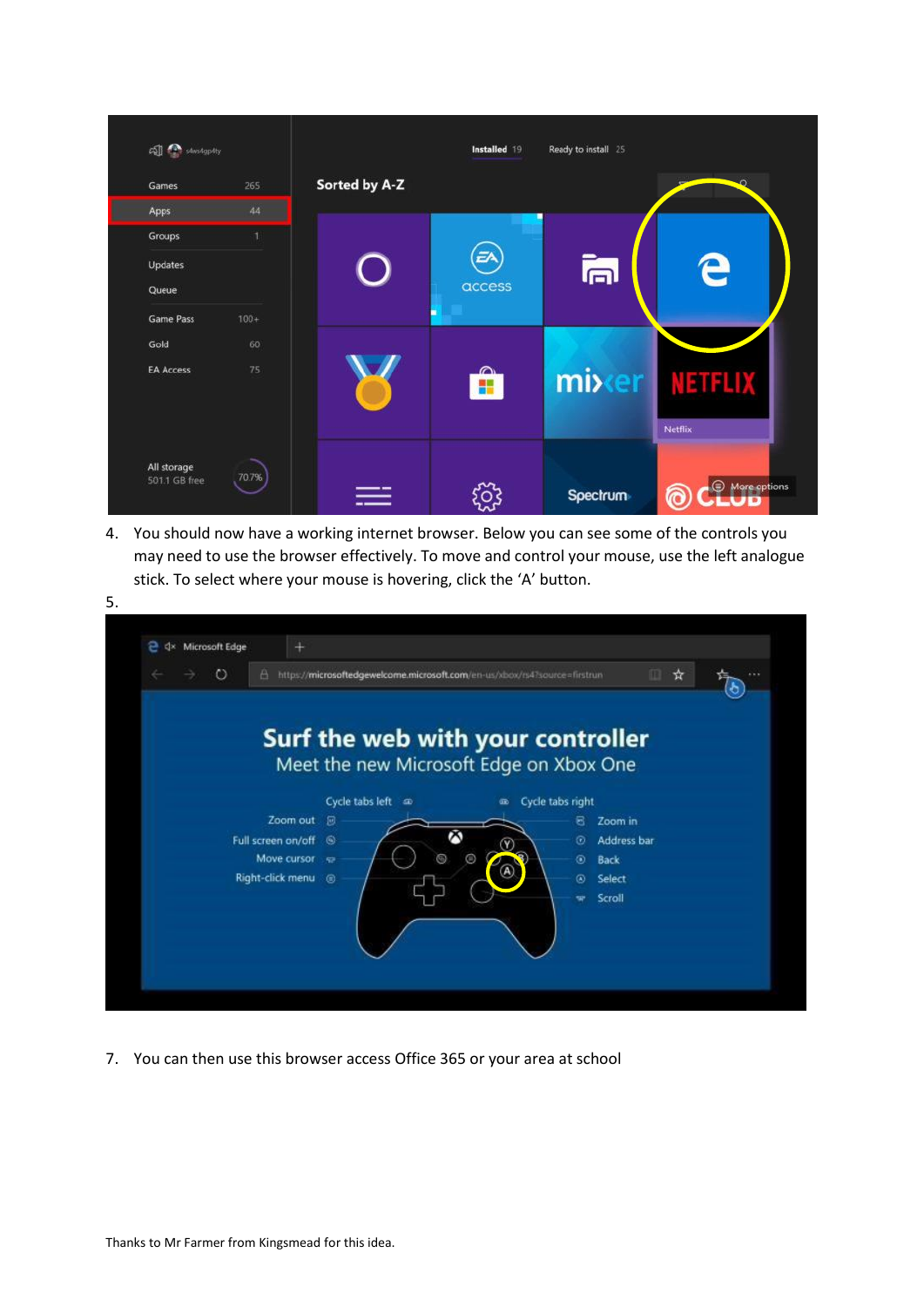4. You should now have a working internet browser. Below you can see some of the controls you may need to use the browser effectively. To move and control your mouse, use the left analogue stick. To select where your mouse is hovering, click the 'A' button.
5.

7. You can then use this browser access Office 365 or your area at school

Thanks to Mr Farmer from Kingsmead for this idea.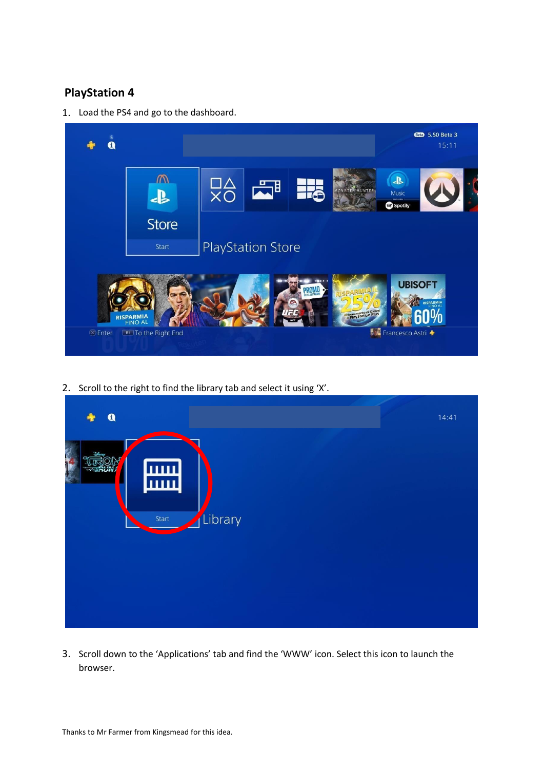## PlayStation 4

1. Load the PS4 and go to the dashboard.

2. Scroll to the right to find the library tab and select it using 'X'.

3. Scroll down to the 'Applications' tab and find the 'WWW' icon. Select this icon to launch the browser.

Thanks to Mr Farmer from Kingsmead for this idea.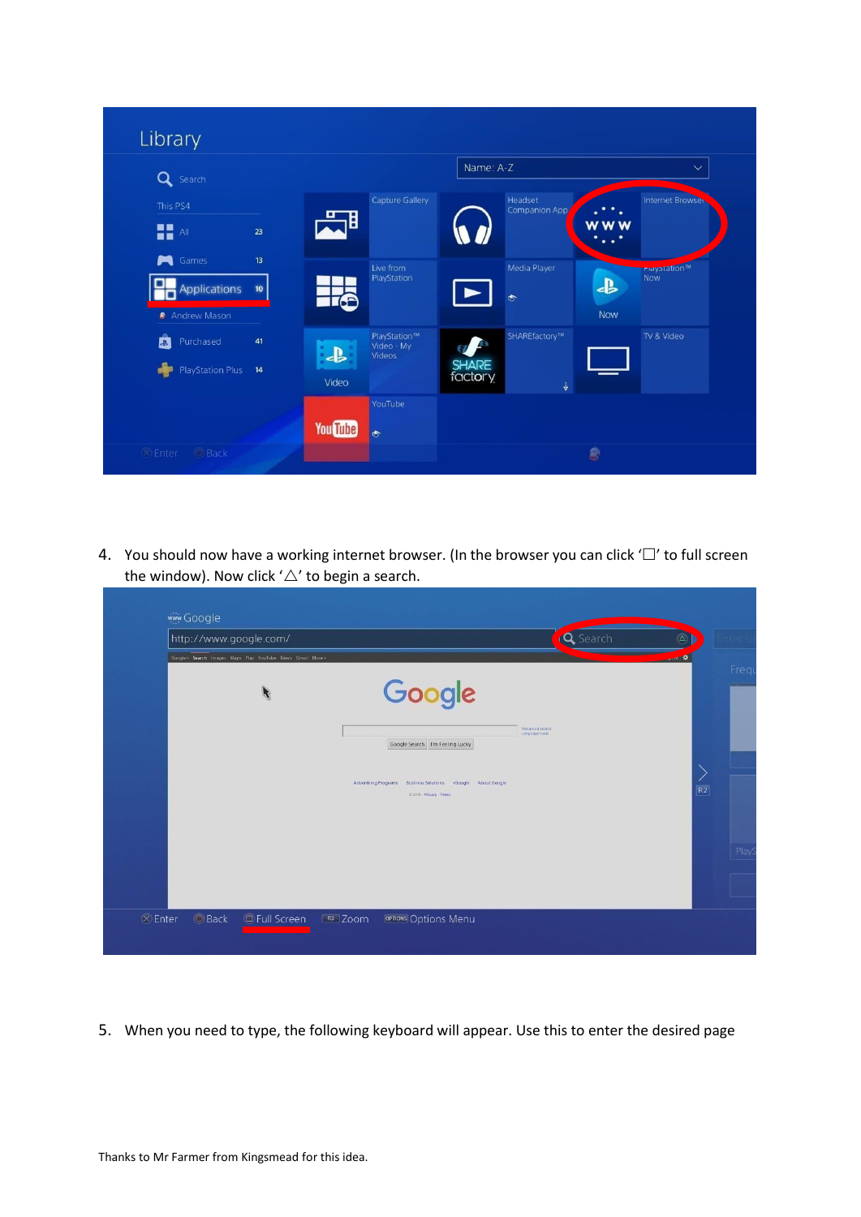4. You should now have a working internet browser. (In the browser you can click '☐' to full screen the window). Now click '△' to begin a search.

5. When you need to type, the following keyboard will appear. Use this to enter the desired page

Thanks to Mr Farmer from Kingsmead for this idea.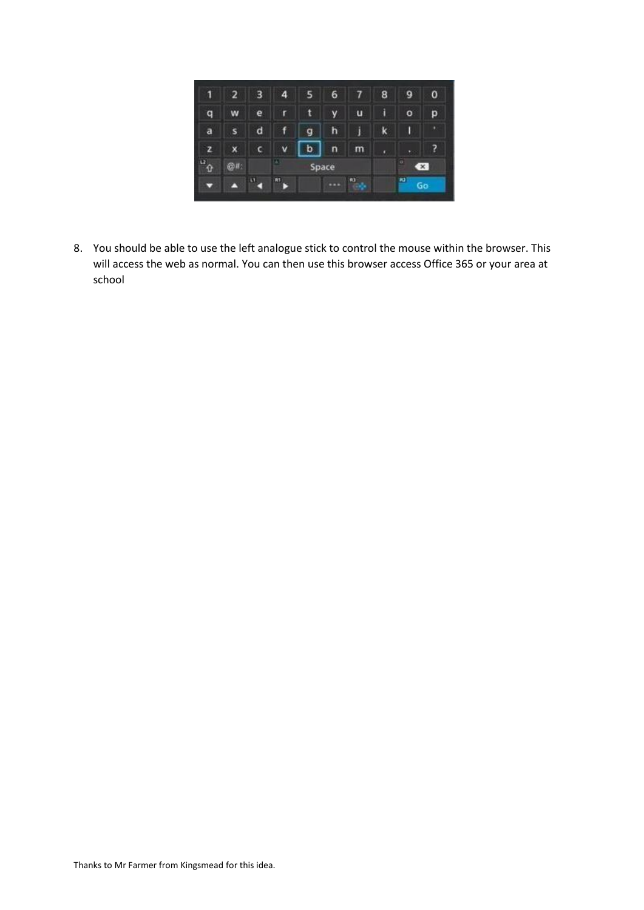8. You should be able to use the left analogue stick to control the mouse within the browser. This will access the web as normal. You can then use this browser access Office 365 or your area at school

Thanks to Mr Farmer from Kingsmead for this idea.